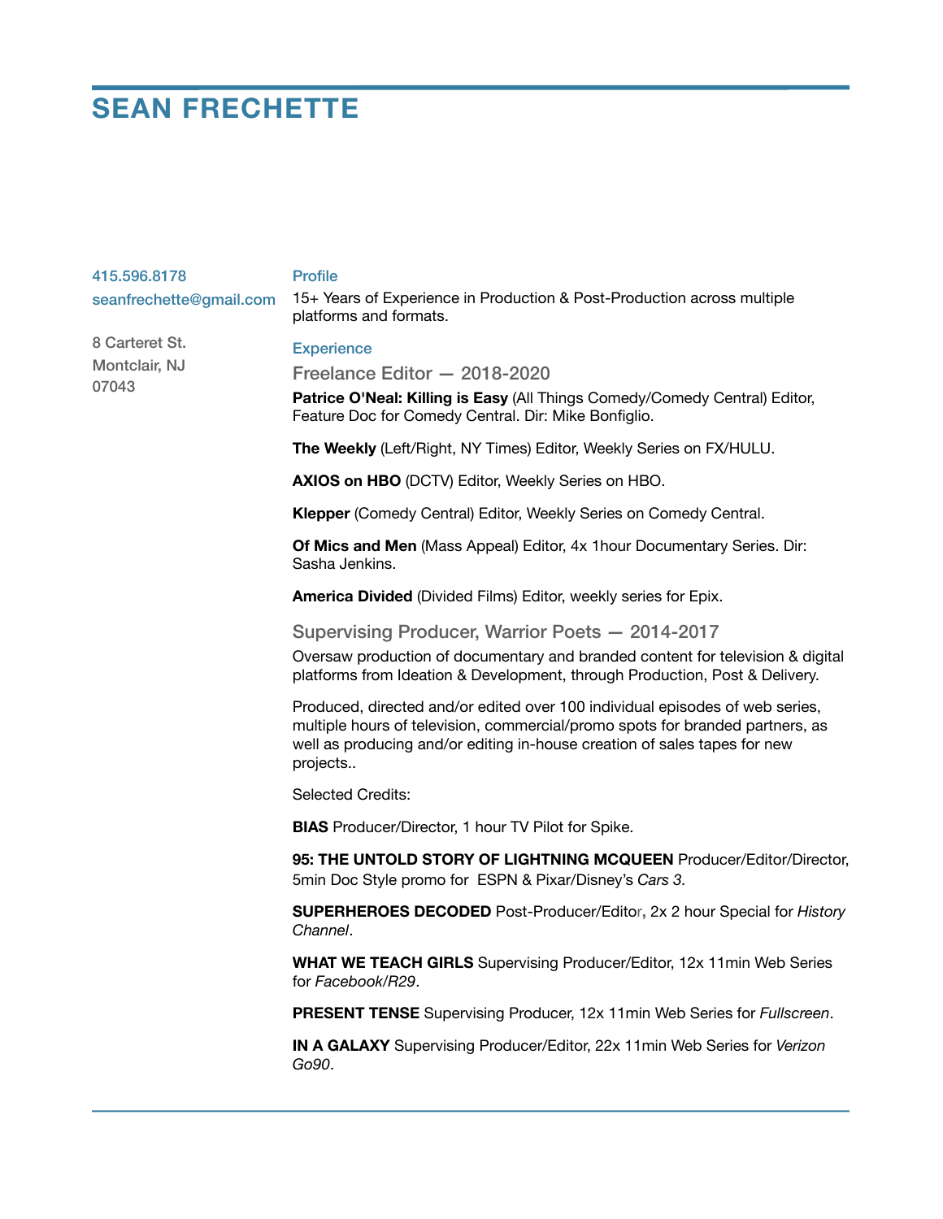# SEAN FRECHETTE

415.596.8178
seanfrechette@gmail.com

8 Carteret St.
Montclair, NJ
07043

## Profile

15+ Years of Experience in Production & Post-Production across multiple platforms and formats.

## Experience

### Freelance Editor — 2018-2020

**Patrice O'Neal: Killing is Easy** (All Things Comedy/Comedy Central) Editor, Feature Doc for Comedy Central. Dir: Mike Bonfiglio.

**The Weekly** (Left/Right, NY Times) Editor, Weekly Series on FX/HULU.

**AXIOS on HBO** (DCTV) Editor, Weekly Series on HBO.

**Klepper** (Comedy Central) Editor, Weekly Series on Comedy Central.

**Of Mics and Men** (Mass Appeal) Editor, 4x 1hour Documentary Series. Dir: Sasha Jenkins.

**America Divided** (Divided Films) Editor, weekly series for Epix.

### Supervising Producer, Warrior Poets — 2014-2017

Oversaw production of documentary and branded content for television & digital platforms from Ideation & Development, through Production, Post & Delivery.

Produced, directed and/or edited over 100 individual episodes of web series, multiple hours of television, commercial/promo spots for branded partners, as well as producing and/or editing in-house creation of sales tapes for new projects..

Selected Credits:

**BIAS** Producer/Director, 1 hour TV Pilot for Spike.

**95: THE UNTOLD STORY OF LIGHTNING MCQUEEN** Producer/Editor/Director, 5min Doc Style promo for ESPN & Pixar/Disney's *Cars 3.*

**SUPERHEROES DECODED** Post-Producer/Editor, 2x 2 hour Special for *History Channel*.

**WHAT WE TEACH GIRLS** Supervising Producer/Editor, 12x 11min Web Series for *Facebook/R29*.

**PRESENT TENSE** Supervising Producer, 12x 11min Web Series for *Fullscreen*.

**IN A GALAXY** Supervising Producer/Editor, 22x 11min Web Series for *Verizon Go90*.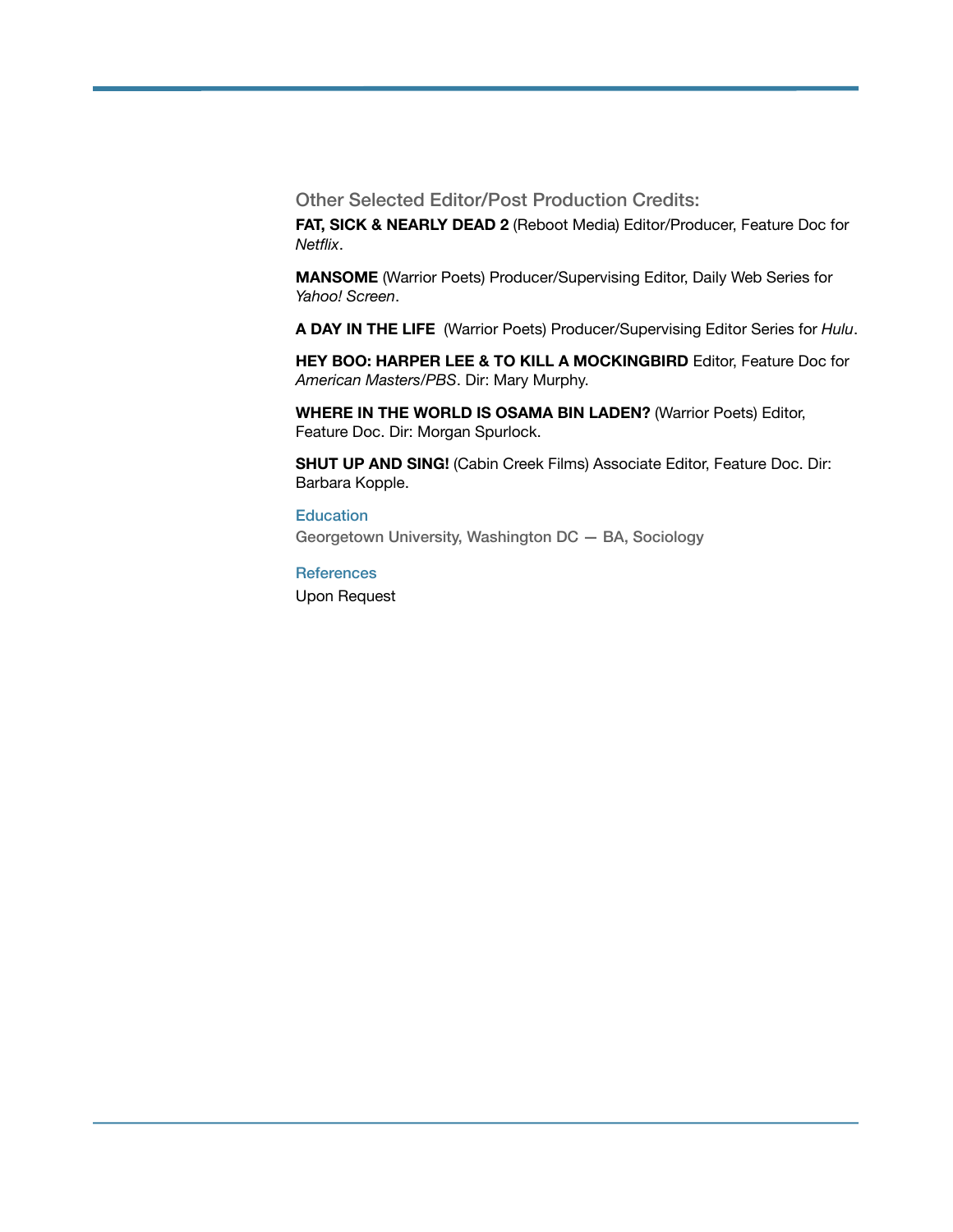## Other Selected Editor/Post Production Credits:

**FAT, SICK & NEARLY DEAD 2** (Reboot Media) Editor/Producer, Feature Doc for *Netflix*.

**MANSOME** (Warrior Poets) Producer/Supervising Editor, Daily Web Series for *Yahoo! Screen*.

**A DAY IN THE LIFE** (Warrior Poets) Producer/Supervising Editor Series for *Hulu*.

**HEY BOO: HARPER LEE & TO KILL A MOCKINGBIRD** Editor, Feature Doc for *American Masters/PBS*. Dir: Mary Murphy.

**WHERE IN THE WORLD IS OSAMA BIN LADEN?** (Warrior Poets) Editor, Feature Doc. Dir: Morgan Spurlock.

**SHUT UP AND SING!** (Cabin Creek Films) Associate Editor, Feature Doc. Dir: Barbara Kopple.

### Education

Georgetown University, Washington DC — BA, Sociology

### References

Upon Request